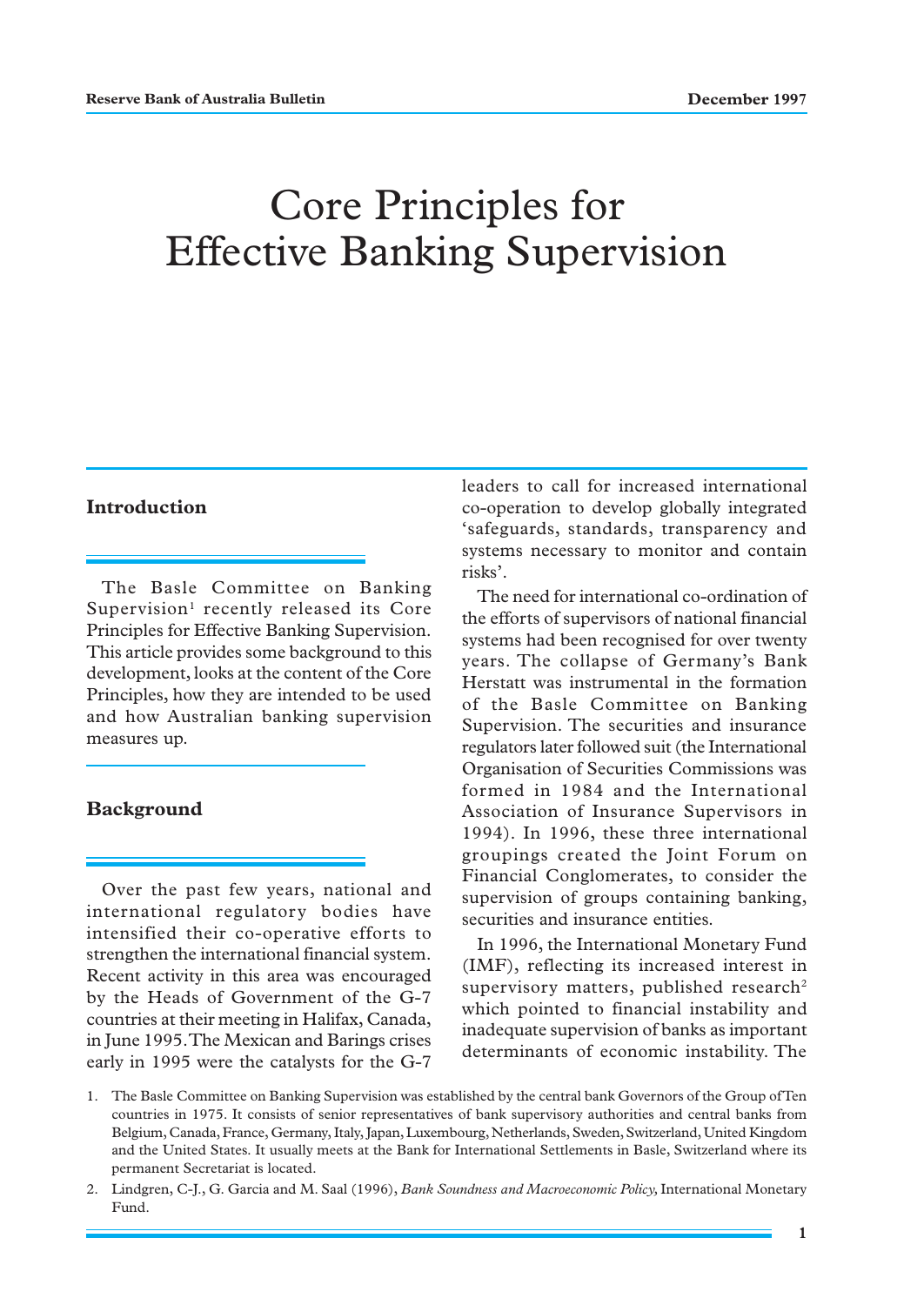# Core Principles for Effective Banking Supervision

## Introduction

The Basle Committee on Banking Supervision[1] recently released its Core Principles for Effective Banking Supervision. This article provides some background to this development, looks at the content of the Core Principles, how they are intended to be used and how Australian banking supervision measures up.

## Background

Over the past few years, national and international regulatory bodies have intensified their co-operative efforts to strengthen the international financial system. Recent activity in this area was encouraged by the Heads of Government of the G-7 countries at their meeting in Halifax, Canada, in June 1995. The Mexican and Barings crises early in 1995 were the catalysts for the G-7 leaders to call for increased international co-operation to develop globally integrated 'safeguards, standards, transparency and systems necessary to monitor and contain risks'.

The need for international co-ordination of the efforts of supervisors of national financial systems had been recognised for over twenty years. The collapse of Germany's Bank Herstatt was instrumental in the formation of the Basle Committee on Banking Supervision. The securities and insurance regulators later followed suit (the International Organisation of Securities Commissions was formed in 1984 and the International Association of Insurance Supervisors in 1994). In 1996, these three international groupings created the Joint Forum on Financial Conglomerates, to consider the supervision of groups containing banking, securities and insurance entities.

In 1996, the International Monetary Fund (IMF), reflecting its increased interest in supervisory matters, published research[2] which pointed to financial instability and inadequate supervision of banks as important determinants of economic instability. The

1. The Basle Committee on Banking Supervision was established by the central bank Governors of the Group of Ten countries in 1975. It consists of senior representatives of bank supervisory authorities and central banks from Belgium, Canada, France, Germany, Italy, Japan, Luxembourg, Netherlands, Sweden, Switzerland, United Kingdom and the United States. It usually meets at the Bank for International Settlements in Basle, Switzerland where its permanent Secretariat is located.

2. Lindgren, C-J., G. Garcia and M. Saal (1996), *Bank Soundness and Macroeconomic Policy,* International Monetary Fund.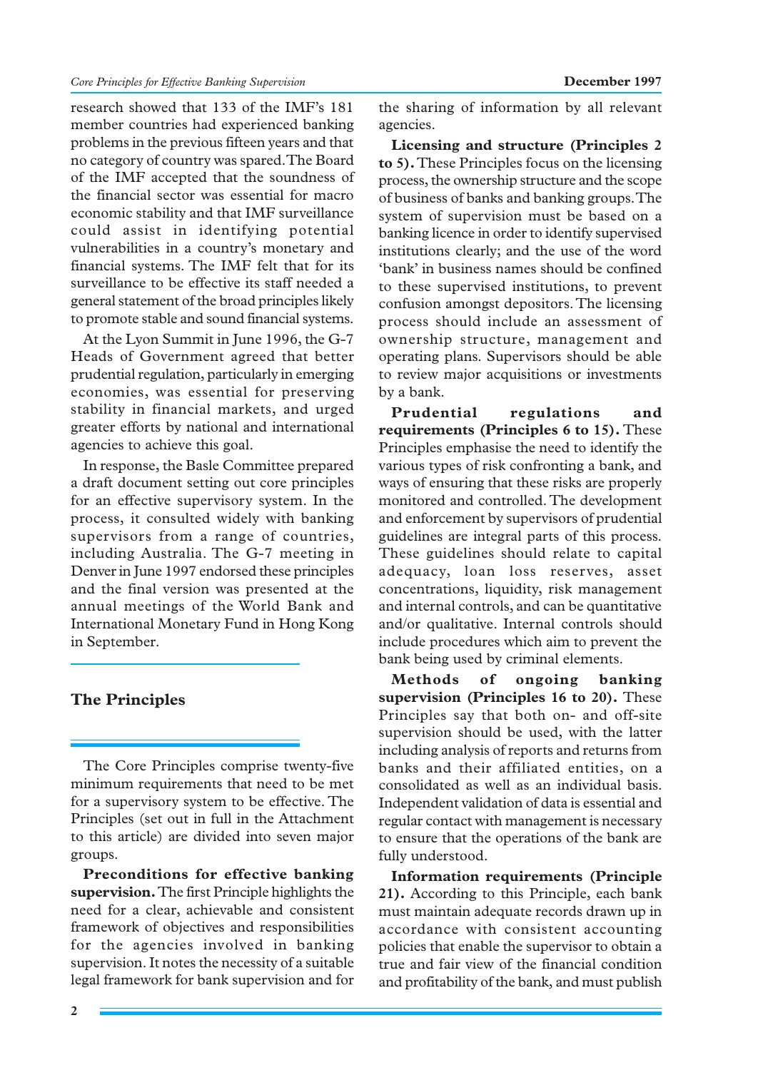research showed that 133 of the IMF's 181 member countries had experienced banking problems in the previous fifteen years and that no category of country was spared. The Board of the IMF accepted that the soundness of the financial sector was essential for macro economic stability and that IMF surveillance could assist in identifying potential vulnerabilities in a country's monetary and financial systems. The IMF felt that for its surveillance to be effective its staff needed a general statement of the broad principles likely to promote stable and sound financial systems.

At the Lyon Summit in June 1996, the G-7 Heads of Government agreed that better prudential regulation, particularly in emerging economies, was essential for preserving stability in financial markets, and urged greater efforts by national and international agencies to achieve this goal.

In response, the Basle Committee prepared a draft document setting out core principles for an effective supervisory system. In the process, it consulted widely with banking supervisors from a range of countries, including Australia. The G-7 meeting in Denver in June 1997 endorsed these principles and the final version was presented at the annual meetings of the World Bank and International Monetary Fund in Hong Kong in September.

## The Principles

The Core Principles comprise twenty-five minimum requirements that need to be met for a supervisory system to be effective. The Principles (set out in full in the Attachment to this article) are divided into seven major groups.

**Preconditions for effective banking supervision.** The first Principle highlights the need for a clear, achievable and consistent framework of objectives and responsibilities for the agencies involved in banking supervision. It notes the necessity of a suitable legal framework for bank supervision and for the sharing of information by all relevant agencies.

**Licensing and structure (Principles 2 to 5).** These Principles focus on the licensing process, the ownership structure and the scope of business of banks and banking groups. The system of supervision must be based on a banking licence in order to identify supervised institutions clearly; and the use of the word 'bank' in business names should be confined to these supervised institutions, to prevent confusion amongst depositors. The licensing process should include an assessment of ownership structure, management and operating plans. Supervisors should be able to review major acquisitions or investments by a bank.

**Prudential regulations and requirements (Principles 6 to 15).** These Principles emphasise the need to identify the various types of risk confronting a bank, and ways of ensuring that these risks are properly monitored and controlled. The development and enforcement by supervisors of prudential guidelines are integral parts of this process. These guidelines should relate to capital adequacy, loan loss reserves, asset concentrations, liquidity, risk management and internal controls, and can be quantitative and/or qualitative. Internal controls should include procedures which aim to prevent the bank being used by criminal elements.

**Methods of ongoing banking supervision (Principles 16 to 20).** These Principles say that both on- and off-site supervision should be used, with the latter including analysis of reports and returns from banks and their affiliated entities, on a consolidated as well as an individual basis. Independent validation of data is essential and regular contact with management is necessary to ensure that the operations of the bank are fully understood.

**Information requirements (Principle 21).** According to this Principle, each bank must maintain adequate records drawn up in accordance with consistent accounting policies that enable the supervisor to obtain a true and fair view of the financial condition and profitability of the bank, and must publish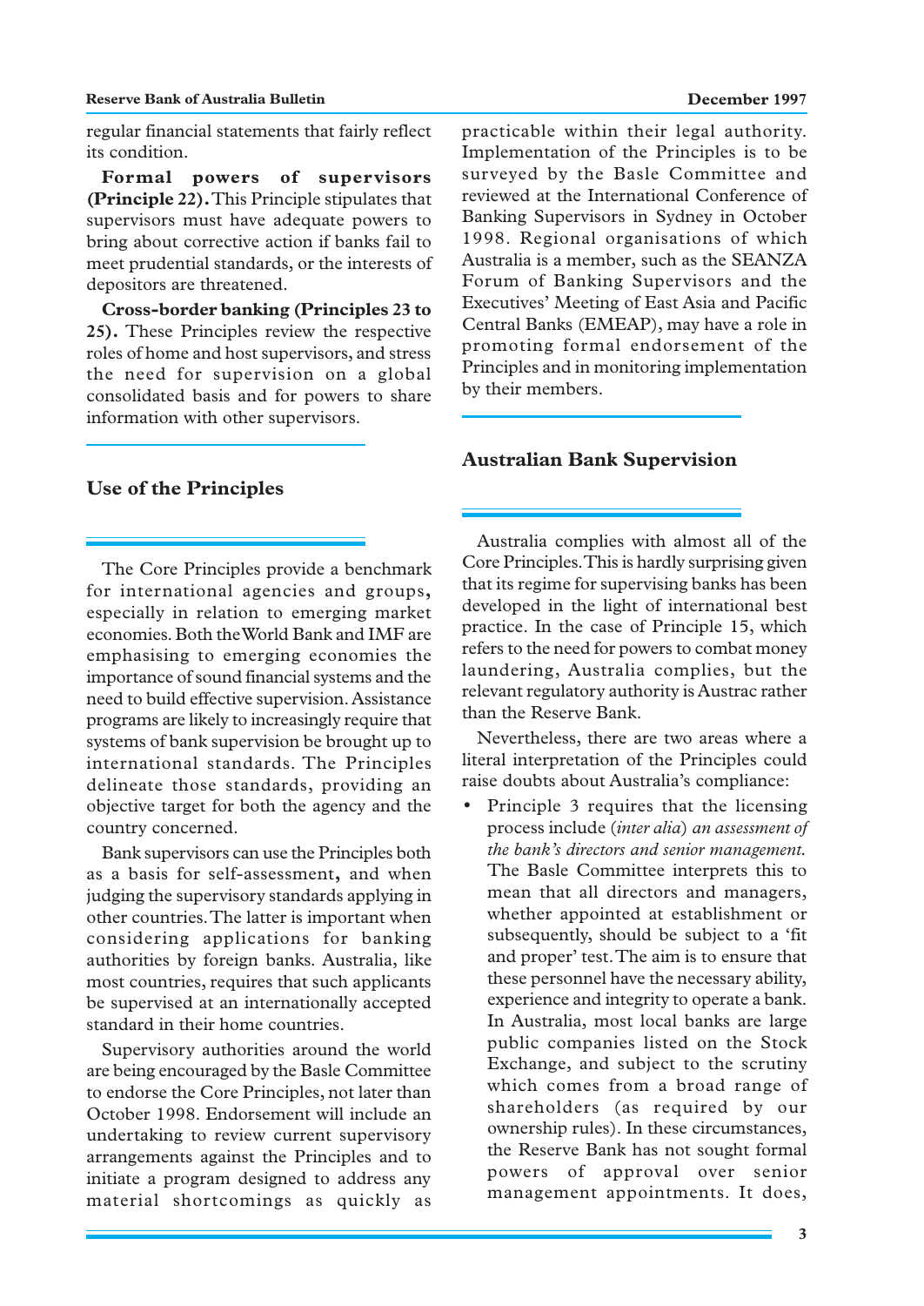regular financial statements that fairly reflect its condition.

**Formal powers of supervisors (Principle 22).** This Principle stipulates that supervisors must have adequate powers to bring about corrective action if banks fail to meet prudential standards, or the interests of depositors are threatened.

**Cross-border banking (Principles 23 to 25).** These Principles review the respective roles of home and host supervisors, and stress the need for supervision on a global consolidated basis and for powers to share information with other supervisors.

## Use of the Principles

The Core Principles provide a benchmark for international agencies and groups, especially in relation to emerging market economies. Both the World Bank and IMF are emphasising to emerging economies the importance of sound financial systems and the need to build effective supervision. Assistance programs are likely to increasingly require that systems of bank supervision be brought up to international standards. The Principles delineate those standards, providing an objective target for both the agency and the country concerned.

Bank supervisors can use the Principles both as a basis for self-assessment, and when judging the supervisory standards applying in other countries. The latter is important when considering applications for banking authorities by foreign banks. Australia, like most countries, requires that such applicants be supervised at an internationally accepted standard in their home countries.

Supervisory authorities around the world are being encouraged by the Basle Committee to endorse the Core Principles, not later than October 1998. Endorsement will include an undertaking to review current supervisory arrangements against the Principles and to initiate a program designed to address any material shortcomings as quickly as practicable within their legal authority. Implementation of the Principles is to be surveyed by the Basle Committee and reviewed at the International Conference of Banking Supervisors in Sydney in October 1998. Regional organisations of which Australia is a member, such as the SEANZA Forum of Banking Supervisors and the Executives' Meeting of East Asia and Pacific Central Banks (EMEAP), may have a role in promoting formal endorsement of the Principles and in monitoring implementation by their members.

## Australian Bank Supervision

Australia complies with almost all of the Core Principles. This is hardly surprising given that its regime for supervising banks has been developed in the light of international best practice. In the case of Principle 15, which refers to the need for powers to combat money laundering, Australia complies, but the relevant regulatory authority is Austrac rather than the Reserve Bank.

Nevertheless, there are two areas where a literal interpretation of the Principles could raise doubts about Australia's compliance:

- Principle 3 requires that the licensing process include (*inter alia*) *an assessment of the bank's directors and senior management.* The Basle Committee interprets this to mean that all directors and managers, whether appointed at establishment or subsequently, should be subject to a 'fit and proper' test. The aim is to ensure that these personnel have the necessary ability, experience and integrity to operate a bank. In Australia, most local banks are large public companies listed on the Stock Exchange, and subject to the scrutiny which comes from a broad range of shareholders (as required by our ownership rules). In these circumstances, the Reserve Bank has not sought formal powers of approval over senior management appointments. It does,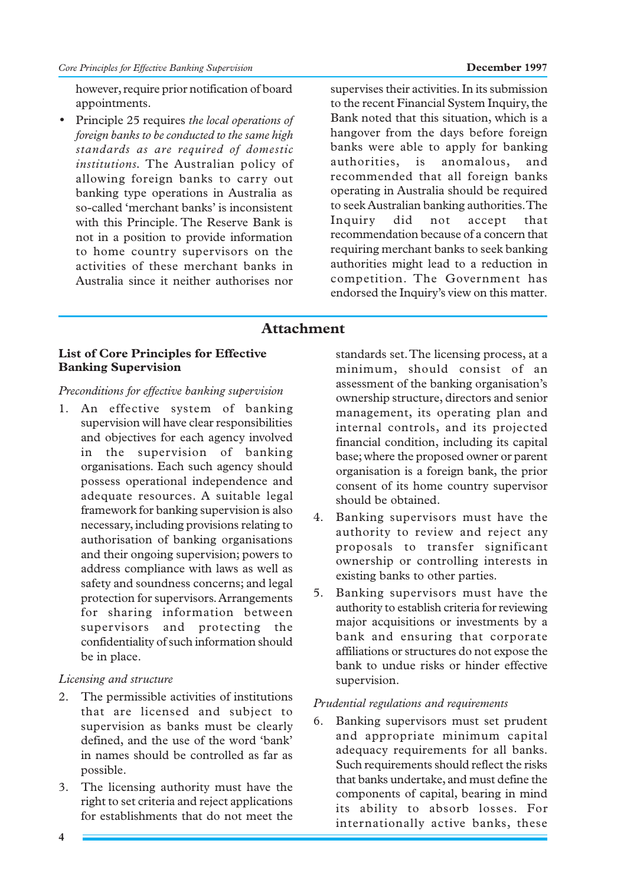however, require prior notification of board appointments.

- Principle 25 requires *the local operations of foreign banks to be conducted to the same high standards as are required of domestic institutions*. The Australian policy of allowing foreign banks to carry out banking type operations in Australia as so-called 'merchant banks' is inconsistent with this Principle. The Reserve Bank is not in a position to provide information to home country supervisors on the activities of these merchant banks in Australia since it neither authorises nor supervises their activities. In its submission to the recent Financial System Inquiry, the Bank noted that this situation, which is a hangover from the days before foreign banks were able to apply for banking authorities, is anomalous, and recommended that all foreign banks operating in Australia should be required to seek Australian banking authorities. The Inquiry did not accept that recommendation because of a concern that requiring merchant banks to seek banking authorities might lead to a reduction in competition. The Government has endorsed the Inquiry's view on this matter.

## Attachment

### List of Core Principles for Effective Banking Supervision

*Preconditions for effective banking supervision*

1. An effective system of banking supervision will have clear responsibilities and objectives for each agency involved in the supervision of banking organisations. Each such agency should possess operational independence and adequate resources. A suitable legal framework for banking supervision is also necessary, including provisions relating to authorisation of banking organisations and their ongoing supervision; powers to address compliance with laws as well as safety and soundness concerns; and legal protection for supervisors. Arrangements for sharing information between supervisors and protecting the confidentiality of such information should be in place.

*Licensing and structure*

2. The permissible activities of institutions that are licensed and subject to supervision as banks must be clearly defined, and the use of the word 'bank' in names should be controlled as far as possible.
3. The licensing authority must have the right to set criteria and reject applications for establishments that do not meet the standards set. The licensing process, at a minimum, should consist of an assessment of the banking organisation's ownership structure, directors and senior management, its operating plan and internal controls, and its projected financial condition, including its capital base; where the proposed owner or parent organisation is a foreign bank, the prior consent of its home country supervisor should be obtained.
4. Banking supervisors must have the authority to review and reject any proposals to transfer significant ownership or controlling interests in existing banks to other parties.
5. Banking supervisors must have the authority to establish criteria for reviewing major acquisitions or investments by a bank and ensuring that corporate affiliations or structures do not expose the bank to undue risks or hinder effective supervision.

*Prudential regulations and requirements*

6. Banking supervisors must set prudent and appropriate minimum capital adequacy requirements for all banks. Such requirements should reflect the risks that banks undertake, and must define the components of capital, bearing in mind its ability to absorb losses. For internationally active banks, these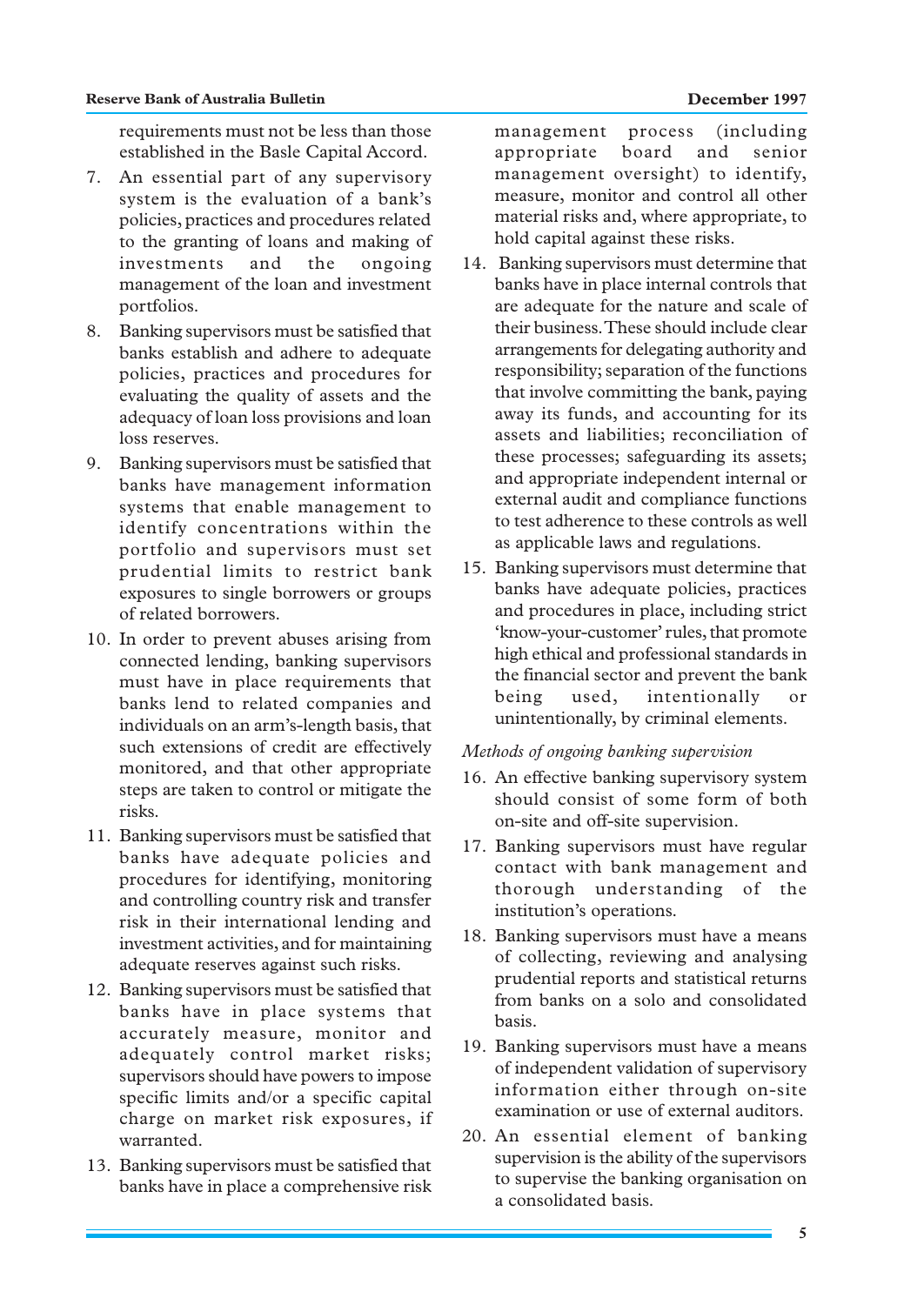requirements must not be less than those established in the Basle Capital Accord.

7. An essential part of any supervisory system is the evaluation of a bank's policies, practices and procedures related to the granting of loans and making of investments and the ongoing management of the loan and investment portfolios.
8. Banking supervisors must be satisfied that banks establish and adhere to adequate policies, practices and procedures for evaluating the quality of assets and the adequacy of loan loss provisions and loan loss reserves.
9. Banking supervisors must be satisfied that banks have management information systems that enable management to identify concentrations within the portfolio and supervisors must set prudential limits to restrict bank exposures to single borrowers or groups of related borrowers.
10. In order to prevent abuses arising from connected lending, banking supervisors must have in place requirements that banks lend to related companies and individuals on an arm's-length basis, that such extensions of credit are effectively monitored, and that other appropriate steps are taken to control or mitigate the risks.
11. Banking supervisors must be satisfied that banks have adequate policies and procedures for identifying, monitoring and controlling country risk and transfer risk in their international lending and investment activities, and for maintaining adequate reserves against such risks.
12. Banking supervisors must be satisfied that banks have in place systems that accurately measure, monitor and adequately control market risks; supervisors should have powers to impose specific limits and/or a specific capital charge on market risk exposures, if warranted.
13. Banking supervisors must be satisfied that banks have in place a comprehensive risk management process (including appropriate board and senior management oversight) to identify, measure, monitor and control all other material risks and, where appropriate, to hold capital against these risks.
14. Banking supervisors must determine that banks have in place internal controls that are adequate for the nature and scale of their business. These should include clear arrangements for delegating authority and responsibility; separation of the functions that involve committing the bank, paying away its funds, and accounting for its assets and liabilities; reconciliation of these processes; safeguarding its assets; and appropriate independent internal or external audit and compliance functions to test adherence to these controls as well as applicable laws and regulations.
15. Banking supervisors must determine that banks have adequate policies, practices and procedures in place, including strict 'know-your-customer' rules, that promote high ethical and professional standards in the financial sector and prevent the bank being used, intentionally or unintentionally, by criminal elements.

*Methods of ongoing banking supervision*

16. An effective banking supervisory system should consist of some form of both on-site and off-site supervision.
17. Banking supervisors must have regular contact with bank management and thorough understanding of the institution's operations.
18. Banking supervisors must have a means of collecting, reviewing and analysing prudential reports and statistical returns from banks on a solo and consolidated basis.
19. Banking supervisors must have a means of independent validation of supervisory information either through on-site examination or use of external auditors.
20. An essential element of banking supervision is the ability of the supervisors to supervise the banking organisation on a consolidated basis.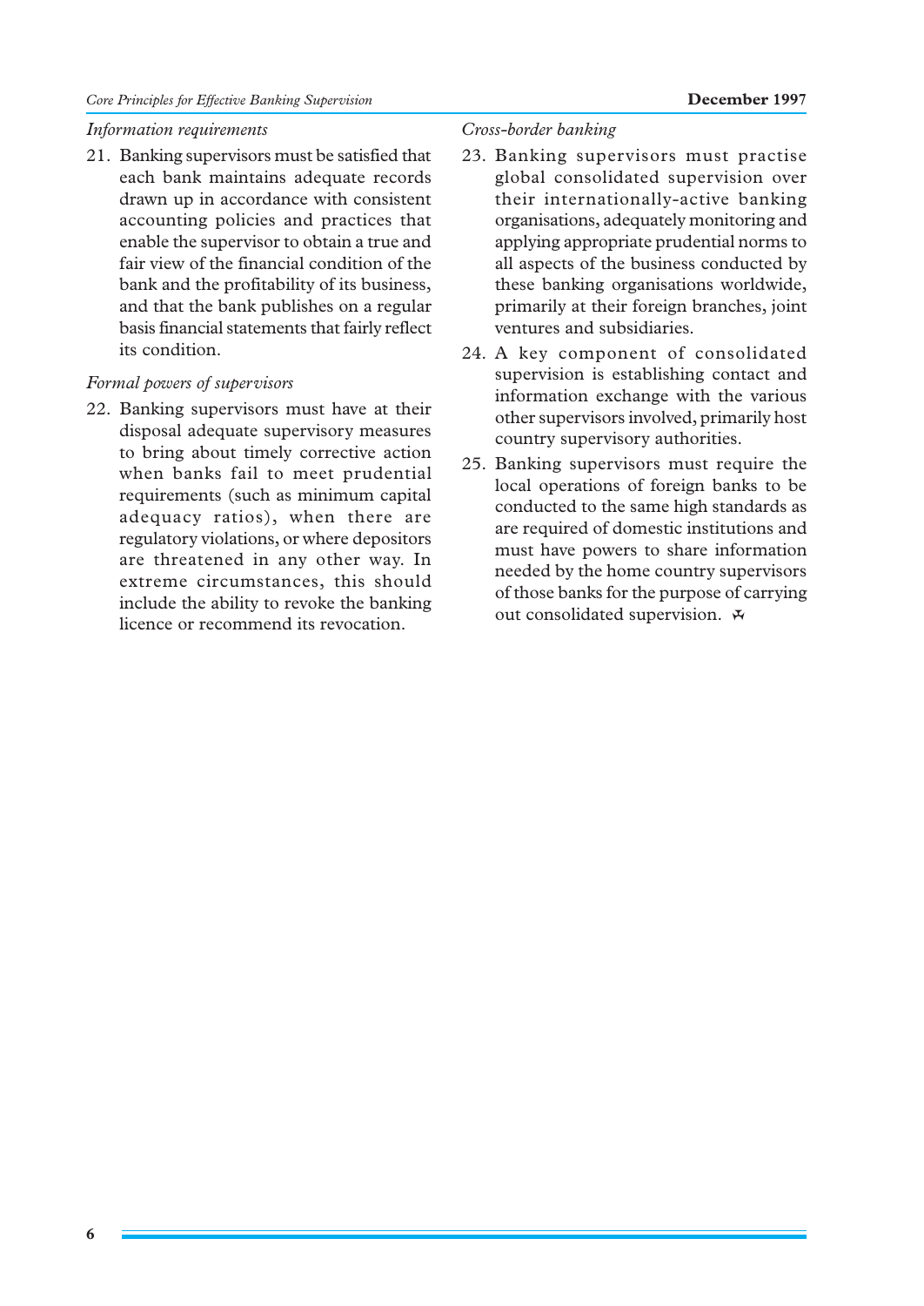*Information requirements*

21. Banking supervisors must be satisfied that each bank maintains adequate records drawn up in accordance with consistent accounting policies and practices that enable the supervisor to obtain a true and fair view of the financial condition of the bank and the profitability of its business, and that the bank publishes on a regular basis financial statements that fairly reflect its condition.

*Formal powers of supervisors*

22. Banking supervisors must have at their disposal adequate supervisory measures to bring about timely corrective action when banks fail to meet prudential requirements (such as minimum capital adequacy ratios), when there are regulatory violations, or where depositors are threatened in any other way. In extreme circumstances, this should include the ability to revoke the banking licence or recommend its revocation.

*Cross-border banking*

23. Banking supervisors must practise global consolidated supervision over their internationally-active banking organisations, adequately monitoring and applying appropriate prudential norms to all aspects of the business conducted by these banking organisations worldwide, primarily at their foreign branches, joint ventures and subsidiaries.

24. A key component of consolidated supervision is establishing contact and information exchange with the various other supervisors involved, primarily host country supervisory authorities.

25. Banking supervisors must require the local operations of foreign banks to be conducted to the same high standards as are required of domestic institutions and must have powers to share information needed by the home country supervisors of those banks for the purpose of carrying out consolidated supervision.